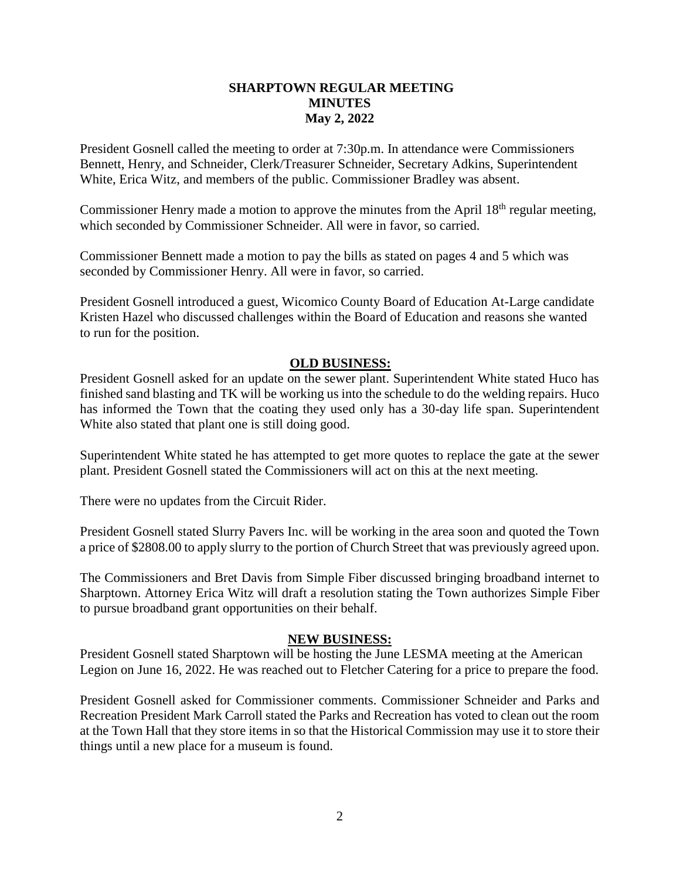# SHARPTOWN REGULAR MEETING MINUTES May 2, 2022

President Gosnell called the meeting to order at 7:30p.m. In attendance were Commissioners Bennett, Henry, and Schneider, Clerk/Treasurer Schneider, Secretary Adkins, Superintendent White, Erica Witz, and members of the public. Commissioner Bradley was absent.

Commissioner Henry made a motion to approve the minutes from the April 18th regular meeting, which seconded by Commissioner Schneider. All were in favor, so carried.

Commissioner Bennett made a motion to pay the bills as stated on pages 4 and 5 which was seconded by Commissioner Henry. All were in favor, so carried.

President Gosnell introduced a guest, Wicomico County Board of Education At-Large candidate Kristen Hazel who discussed challenges within the Board of Education and reasons she wanted to run for the position.

## OLD BUSINESS:

President Gosnell asked for an update on the sewer plant. Superintendent White stated Huco has finished sand blasting and TK will be working us into the schedule to do the welding repairs. Huco has informed the Town that the coating they used only has a 30-day life span. Superintendent White also stated that plant one is still doing good.

Superintendent White stated he has attempted to get more quotes to replace the gate at the sewer plant. President Gosnell stated the Commissioners will act on this at the next meeting.

There were no updates from the Circuit Rider.

President Gosnell stated Slurry Pavers Inc. will be working in the area soon and quoted the Town a price of $2808.00 to apply slurry to the portion of Church Street that was previously agreed upon.

The Commissioners and Bret Davis from Simple Fiber discussed bringing broadband internet to Sharptown. Attorney Erica Witz will draft a resolution stating the Town authorizes Simple Fiber to pursue broadband grant opportunities on their behalf.

## NEW BUSINESS:

President Gosnell stated Sharptown will be hosting the June LESMA meeting at the American Legion on June 16, 2022. He was reached out to Fletcher Catering for a price to prepare the food.

President Gosnell asked for Commissioner comments. Commissioner Schneider and Parks and Recreation President Mark Carroll stated the Parks and Recreation has voted to clean out the room at the Town Hall that they store items in so that the Historical Commission may use it to store their things until a new place for a museum is found.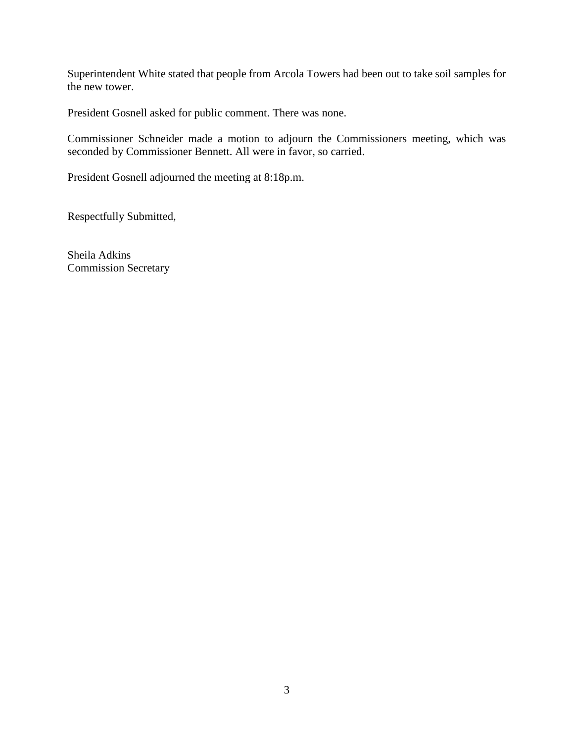Superintendent White stated that people from Arcola Towers had been out to take soil samples for the new tower.

President Gosnell asked for public comment. There was none.

Commissioner Schneider made a motion to adjourn the Commissioners meeting, which was seconded by Commissioner Bennett. All were in favor, so carried.

President Gosnell adjourned the meeting at 8:18p.m.

Respectfully Submitted,

Sheila Adkins
Commission Secretary